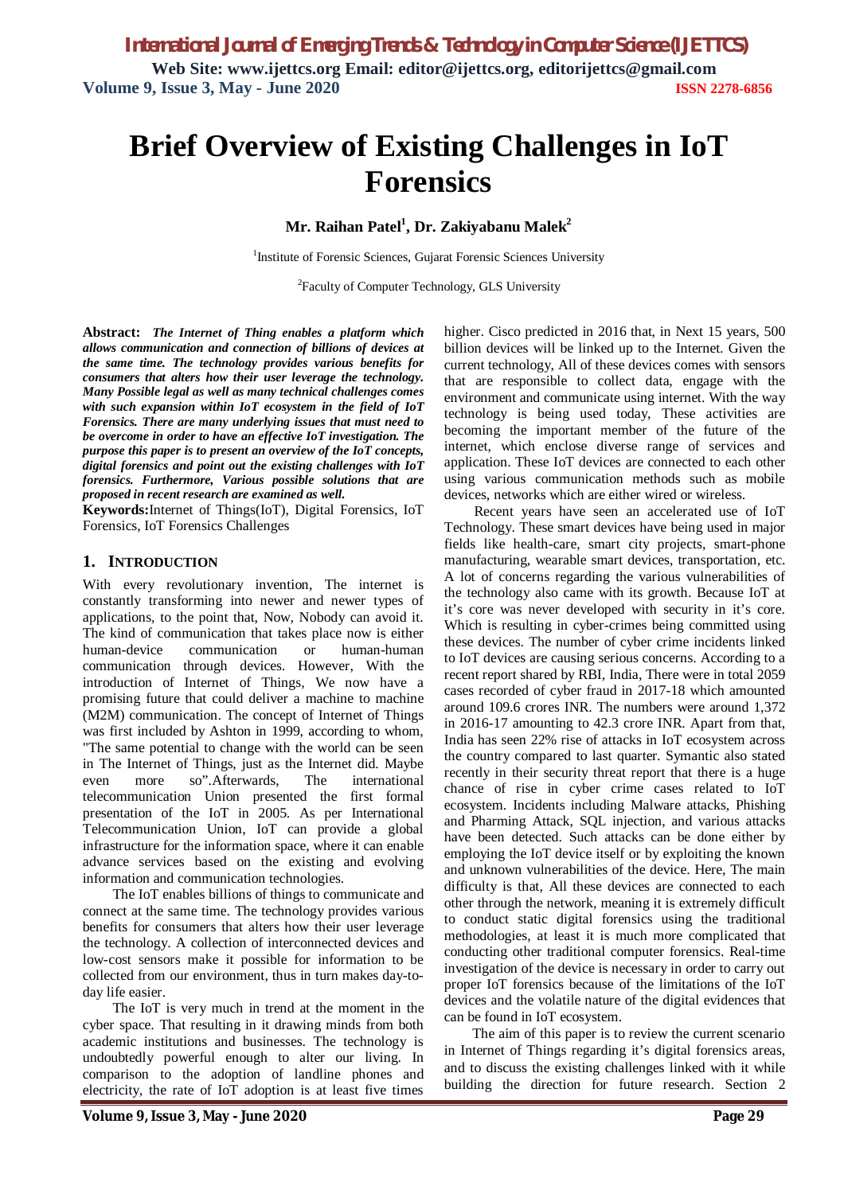# Brief Overview of Existing Challenges in IoT Forensics

**Mr. Raihan Patel[1], Dr. Zakiyabanu Malek[2]**

[1]Institute of Forensic Sciences, Gujarat Forensic Sciences University

[2]Faculty of Computer Technology, GLS University

**Abstract:** ***The Internet of Thing enables a platform which allows communication and connection of billions of devices at the same time. The technology provides various benefits for consumers that alters how their user leverage the technology. Many Possible legal as well as many technical challenges comes with such expansion within IoT ecosystem in the field of IoT Forensics. There are many underlying issues that must need to be overcome in order to have an effective IoT investigation. The purpose this paper is to present an overview of the IoT concepts, digital forensics and point out the existing challenges with IoT forensics. Furthermore, Various possible solutions that are proposed in recent research are examined as well.***

**Keywords:**Internet of Things(IoT), Digital Forensics, IoT Forensics, IoT Forensics Challenges

## 1. INTRODUCTION

With every revolutionary invention, The internet is constantly transforming into newer and newer types of applications, to the point that, Now, Nobody can avoid it. The kind of communication that takes place now is either human-device communication or human-human communication through devices. However, With the introduction of Internet of Things, We now have a promising future that could deliver a machine to machine (M2M) communication. The concept of Internet of Things was first included by Ashton in 1999, according to whom, "The same potential to change with the world can be seen in The Internet of Things, just as the Internet did. Maybe even more so".Afterwards, The international telecommunication Union presented the first formal presentation of the IoT in 2005. As per International Telecommunication Union, IoT can provide a global infrastructure for the information space, where it can enable advance services based on the existing and evolving information and communication technologies.

The IoT enables billions of things to communicate and connect at the same time. The technology provides various benefits for consumers that alters how their user leverage the technology. A collection of interconnected devices and low-cost sensors make it possible for information to be collected from our environment, thus in turn makes day-to-day life easier.

The IoT is very much in trend at the moment in the cyber space. That resulting in it drawing minds from both academic institutions and businesses. The technology is undoubtedly powerful enough to alter our living. In comparison to the adoption of landline phones and electricity, the rate of IoT adoption is at least five times higher. Cisco predicted in 2016 that, in Next 15 years, 500 billion devices will be linked up to the Internet. Given the current technology, All of these devices comes with sensors that are responsible to collect data, engage with the environment and communicate using internet. With the way technology is being used today, These activities are becoming the important member of the future of the internet, which enclose diverse range of services and application. These IoT devices are connected to each other using various communication methods such as mobile devices, networks which are either wired or wireless.

Recent years have seen an accelerated use of IoT Technology. These smart devices have being used in major fields like health-care, smart city projects, smart-phone manufacturing, wearable smart devices, transportation, etc. A lot of concerns regarding the various vulnerabilities of the technology also came with its growth. Because IoT at it's core was never developed with security in it's core. Which is resulting in cyber-crimes being committed using these devices. The number of cyber crime incidents linked to IoT devices are causing serious concerns. According to a recent report shared by RBI, India, There were in total 2059 cases recorded of cyber fraud in 2017-18 which amounted around 109.6 crores INR. The numbers were around 1,372 in 2016-17 amounting to 42.3 crore INR. Apart from that, India has seen 22% rise of attacks in IoT ecosystem across the country compared to last quarter. Symantic also stated recently in their security threat report that there is a huge chance of rise in cyber crime cases related to IoT ecosystem. Incidents including Malware attacks, Phishing and Pharming Attack, SQL injection, and various attacks have been detected. Such attacks can be done either by employing the IoT device itself or by exploiting the known and unknown vulnerabilities of the device. Here, The main difficulty is that, All these devices are connected to each other through the network, meaning it is extremely difficult to conduct static digital forensics using the traditional methodologies, at least it is much more complicated that conducting other traditional computer forensics. Real-time investigation of the device is necessary in order to carry out proper IoT forensics because of the limitations of the IoT devices and the volatile nature of the digital evidences that can be found in IoT ecosystem.

The aim of this paper is to review the current scenario in Internet of Things regarding it's digital forensics areas, and to discuss the existing challenges linked with it while building the direction for future research. Section 2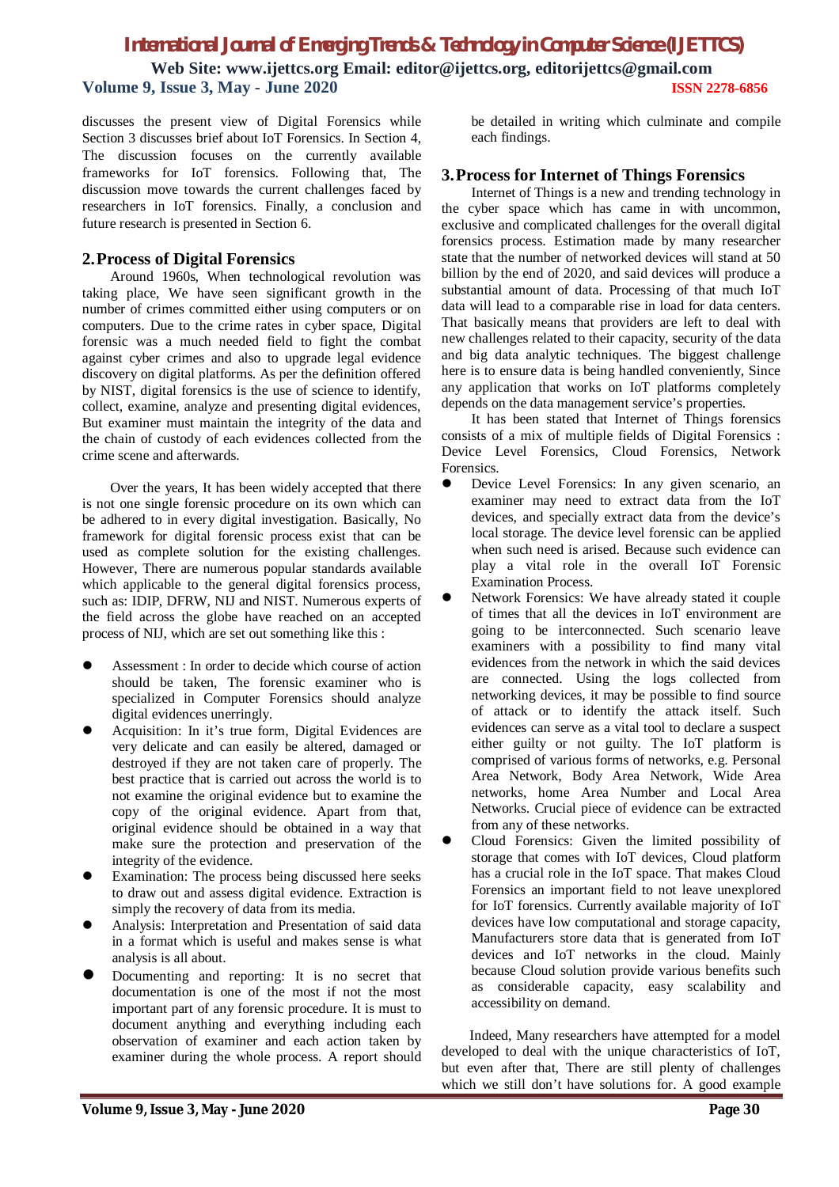discusses the present view of Digital Forensics while Section 3 discusses brief about IoT Forensics. In Section 4, The discussion focuses on the currently available frameworks for IoT forensics. Following that, The discussion move towards the current challenges faced by researchers in IoT forensics. Finally, a conclusion and future research is presented in Section 6.

## 2. Process of Digital Forensics

Around 1960s, When technological revolution was taking place, We have seen significant growth in the number of crimes committed either using computers or on computers. Due to the crime rates in cyber space, Digital forensic was a much needed field to fight the combat against cyber crimes and also to upgrade legal evidence discovery on digital platforms. As per the definition offered by NIST, digital forensics is the use of science to identify, collect, examine, analyze and presenting digital evidences, But examiner must maintain the integrity of the data and the chain of custody of each evidences collected from the crime scene and afterwards.

Over the years, It has been widely accepted that there is not one single forensic procedure on its own which can be adhered to in every digital investigation. Basically, No framework for digital forensic process exist that can be used as complete solution for the existing challenges. However, There are numerous popular standards available which applicable to the general digital forensics process, such as: IDIP, DFRW, NIJ and NIST. Numerous experts of the field across the globe have reached on an accepted process of NIJ, which are set out something like this :

- Assessment : In order to decide which course of action should be taken, The forensic examiner who is specialized in Computer Forensics should analyze digital evidences unerringly.
- Acquisition: In it's true form, Digital Evidences are very delicate and can easily be altered, damaged or destroyed if they are not taken care of properly. The best practice that is carried out across the world is to not examine the original evidence but to examine the copy of the original evidence. Apart from that, original evidence should be obtained in a way that make sure the protection and preservation of the integrity of the evidence.
- Examination: The process being discussed here seeks to draw out and assess digital evidence. Extraction is simply the recovery of data from its media.
- Analysis: Interpretation and Presentation of said data in a format which is useful and makes sense is what analysis is all about.
- Documenting and reporting: It is no secret that documentation is one of the most if not the most important part of any forensic procedure. It is must to document anything and everything including each observation of examiner and each action taken by examiner during the whole process. A report should be detailed in writing which culminate and compile each findings.

## 3. Process for Internet of Things Forensics

Internet of Things is a new and trending technology in the cyber space which has came in with uncommon, exclusive and complicated challenges for the overall digital forensics process. Estimation made by many researcher state that the number of networked devices will stand at 50 billion by the end of 2020, and said devices will produce a substantial amount of data. Processing of that much IoT data will lead to a comparable rise in load for data centers. That basically means that providers are left to deal with new challenges related to their capacity, security of the data and big data analytic techniques. The biggest challenge here is to ensure data is being handled conveniently, Since any application that works on IoT platforms completely depends on the data management service's properties.

It has been stated that Internet of Things forensics consists of a mix of multiple fields of Digital Forensics : Device Level Forensics, Cloud Forensics, Network Forensics.

- Device Level Forensics: In any given scenario, an examiner may need to extract data from the IoT devices, and specially extract data from the device's local storage. The device level forensic can be applied when such need is arised. Because such evidence can play a vital role in the overall IoT Forensic Examination Process.
- Network Forensics: We have already stated it couple of times that all the devices in IoT environment are going to be interconnected. Such scenario leave examiners with a possibility to find many vital evidences from the network in which the said devices are connected. Using the logs collected from networking devices, it may be possible to find source of attack or to identify the attack itself. Such evidences can serve as a vital tool to declare a suspect either guilty or not guilty. The IoT platform is comprised of various forms of networks, e.g. Personal Area Network, Body Area Network, Wide Area networks, home Area Number and Local Area Networks. Crucial piece of evidence can be extracted from any of these networks.
- Cloud Forensics: Given the limited possibility of storage that comes with IoT devices, Cloud platform has a crucial role in the IoT space. That makes Cloud Forensics an important field to not leave unexplored for IoT forensics. Currently available majority of IoT devices have low computational and storage capacity, Manufacturers store data that is generated from IoT devices and IoT networks in the cloud. Mainly because Cloud solution provide various benefits such as considerable capacity, easy scalability and accessibility on demand.

Indeed, Many researchers have attempted for a model developed to deal with the unique characteristics of IoT, but even after that, There are still plenty of challenges which we still don't have solutions for. A good example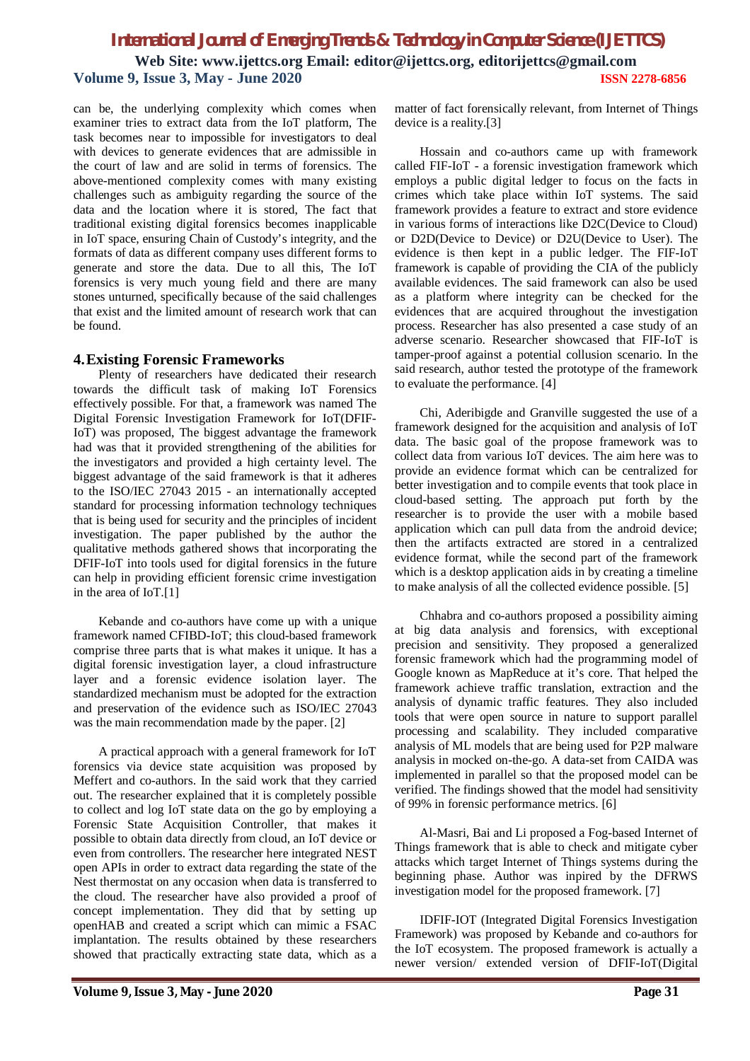can be, the underlying complexity which comes when examiner tries to extract data from the IoT platform, The task becomes near to impossible for investigators to deal with devices to generate evidences that are admissible in the court of law and are solid in terms of forensics. The above-mentioned complexity comes with many existing challenges such as ambiguity regarding the source of the data and the location where it is stored, The fact that traditional existing digital forensics becomes inapplicable in IoT space, ensuring Chain of Custody's integrity, and the formats of data as different company uses different forms to generate and store the data. Due to all this, The IoT forensics is very much young field and there are many stones unturned, specifically because of the said challenges that exist and the limited amount of research work that can be found.

## 4. Existing Forensic Frameworks

Plenty of researchers have dedicated their research towards the difficult task of making IoT Forensics effectively possible. For that, a framework was named The Digital Forensic Investigation Framework for IoT(DFIF-IoT) was proposed, The biggest advantage the framework had was that it provided strengthening of the abilities for the investigators and provided a high certainty level. The biggest advantage of the said framework is that it adheres to the ISO/IEC 27043 2015 - an internationally accepted standard for processing information technology techniques that is being used for security and the principles of incident investigation. The paper published by the author the qualitative methods gathered shows that incorporating the DFIF-IoT into tools used for digital forensics in the future can help in providing efficient forensic crime investigation in the area of IoT.[1]

Kebande and co-authors have come up with a unique framework named CFIBD-IoT; this cloud-based framework comprise three parts that is what makes it unique. It has a digital forensic investigation layer, a cloud infrastructure layer and a forensic evidence isolation layer. The standardized mechanism must be adopted for the extraction and preservation of the evidence such as ISO/IEC 27043 was the main recommendation made by the paper. [2]

A practical approach with a general framework for IoT forensics via device state acquisition was proposed by Meffert and co-authors. In the said work that they carried out. The researcher explained that it is completely possible to collect and log IoT state data on the go by employing a Forensic State Acquisition Controller, that makes it possible to obtain data directly from cloud, an IoT device or even from controllers. The researcher here integrated NEST open APIs in order to extract data regarding the state of the Nest thermostat on any occasion when data is transferred to the cloud. The researcher have also provided a proof of concept implementation. They did that by setting up openHAB and created a script which can mimic a FSAC implantation. The results obtained by these researchers showed that practically extracting state data, which as a matter of fact forensically relevant, from Internet of Things device is a reality.[3]

Hossain and co-authors came up with framework called FIF-IoT - a forensic investigation framework which employs a public digital ledger to focus on the facts in crimes which take place within IoT systems. The said framework provides a feature to extract and store evidence in various forms of interactions like D2C(Device to Cloud) or D2D(Device to Device) or D2U(Device to User). The evidence is then kept in a public ledger. The FIF-IoT framework is capable of providing the CIA of the publicly available evidences. The said framework can also be used as a platform where integrity can be checked for the evidences that are acquired throughout the investigation process. Researcher has also presented a case study of an adverse scenario. Researcher showcased that FIF-IoT is tamper-proof against a potential collusion scenario. In the said research, author tested the prototype of the framework to evaluate the performance. [4]

Chi, Aderibigde and Granville suggested the use of a framework designed for the acquisition and analysis of IoT data. The basic goal of the propose framework was to collect data from various IoT devices. The aim here was to provide an evidence format which can be centralized for better investigation and to compile events that took place in cloud-based setting. The approach put forth by the researcher is to provide the user with a mobile based application which can pull data from the android device; then the artifacts extracted are stored in a centralized evidence format, while the second part of the framework which is a desktop application aids in by creating a timeline to make analysis of all the collected evidence possible. [5]

Chhabra and co-authors proposed a possibility aiming at big data analysis and forensics, with exceptional precision and sensitivity. They proposed a generalized forensic framework which had the programming model of Google known as MapReduce at it's core. That helped the framework achieve traffic translation, extraction and the analysis of dynamic traffic features. They also included tools that were open source in nature to support parallel processing and scalability. They included comparative analysis of ML models that are being used for P2P malware analysis in mocked on-the-go. A data-set from CAIDA was implemented in parallel so that the proposed model can be verified. The findings showed that the model had sensitivity of 99% in forensic performance metrics. [6]

Al-Masri, Bai and Li proposed a Fog-based Internet of Things framework that is able to check and mitigate cyber attacks which target Internet of Things systems during the beginning phase. Author was inpired by the DFRWS investigation model for the proposed framework. [7]

IDFIF-IOT (Integrated Digital Forensics Investigation Framework) was proposed by Kebande and co-authors for the IoT ecosystem. The proposed framework is actually a newer version/ extended version of DFIF-IoT(Digital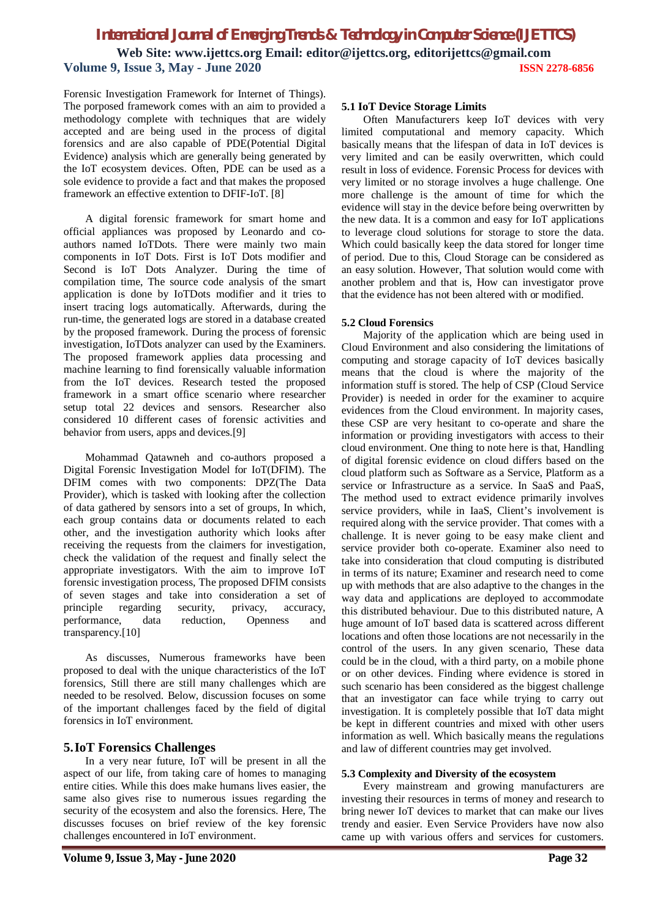Forensic Investigation Framework for Internet of Things). The porposed framework comes with an aim to provided a methodology complete with techniques that are widely accepted and are being used in the process of digital forensics and are also capable of PDE(Potential Digital Evidence) analysis which are generally being generated by the IoT ecosystem devices. Often, PDE can be used as a sole evidence to provide a fact and that makes the proposed framework an effective extention to DFIF-IoT. [8]

A digital forensic framework for smart home and official appliances was proposed by Leonardo and co-authors named IoTDots. There were mainly two main components in IoT Dots. First is IoT Dots modifier and Second is IoT Dots Analyzer. During the time of compilation time, The source code analysis of the smart application is done by IoTDots modifier and it tries to insert tracing logs automatically. Afterwards, during the run-time, the generated logs are stored in a database created by the proposed framework. During the process of forensic investigation, IoTDots analyzer can used by the Examiners. The proposed framework applies data processing and machine learning to find forensically valuable information from the IoT devices. Research tested the proposed framework in a smart office scenario where researcher setup total 22 devices and sensors. Researcher also considered 10 different cases of forensic activities and behavior from users, apps and devices.[9]

Mohammad Qatawneh and co-authors proposed a Digital Forensic Investigation Model for IoT(DFIM). The DFIM comes with two components: DPZ(The Data Provider), which is tasked with looking after the collection of data gathered by sensors into a set of groups, In which, each group contains data or documents related to each other, and the investigation authority which looks after receiving the requests from the claimers for investigation, check the validation of the request and finally select the appropriate investigators. With the aim to improve IoT forensic investigation process, The proposed DFIM consists of seven stages and take into consideration a set of principle regarding security, privacy, accuracy, performance, data reduction, Openness and transparency.[10]

As discusses, Numerous frameworks have been proposed to deal with the unique characteristics of the IoT forensics, Still there are still many challenges which are needed to be resolved. Below, discussion focuses on some of the important challenges faced by the field of digital forensics in IoT environment.

## 5. IoT Forensics Challenges

In a very near future, IoT will be present in all the aspect of our life, from taking care of homes to managing entire cities. While this does make humans lives easier, the same also gives rise to numerous issues regarding the security of the ecosystem and also the forensics. Here, The discusses focuses on brief review of the key forensic challenges encountered in IoT environment.

### 5.1 IoT Device Storage Limits

Often Manufacturers keep IoT devices with very limited computational and memory capacity. Which basically means that the lifespan of data in IoT devices is very limited and can be easily overwritten, which could result in loss of evidence. Forensic Process for devices with very limited or no storage involves a huge challenge. One more challenge is the amount of time for which the evidence will stay in the device before being overwritten by the new data. It is a common and easy for IoT applications to leverage cloud solutions for storage to store the data. Which could basically keep the data stored for longer time of period. Due to this, Cloud Storage can be considered as an easy solution. However, That solution would come with another problem and that is, How can investigator prove that the evidence has not been altered with or modified.

### 5.2 Cloud Forensics

Majority of the application which are being used in Cloud Environment and also considering the limitations of computing and storage capacity of IoT devices basically means that the cloud is where the majority of the information stuff is stored. The help of CSP (Cloud Service Provider) is needed in order for the examiner to acquire evidences from the Cloud environment. In majority cases, these CSP are very hesitant to co-operate and share the information or providing investigators with access to their cloud environment. One thing to note here is that, Handling of digital forensic evidence on cloud differs based on the cloud platform such as Software as a Service, Platform as a service or Infrastructure as a service. In SaaS and PaaS, The method used to extract evidence primarily involves service providers, while in IaaS, Client's involvement is required along with the service provider. That comes with a challenge. It is never going to be easy make client and service provider both co-operate. Examiner also need to take into consideration that cloud computing is distributed in terms of its nature; Examiner and research need to come up with methods that are also adaptive to the changes in the way data and applications are deployed to accommodate this distributed behaviour. Due to this distributed nature, A huge amount of IoT based data is scattered across different locations and often those locations are not necessarily in the control of the users. In any given scenario, These data could be in the cloud, with a third party, on a mobile phone or on other devices. Finding where evidence is stored in such scenario has been considered as the biggest challenge that an investigator can face while trying to carry out investigation. It is completely possible that IoT data might be kept in different countries and mixed with other users information as well. Which basically means the regulations and law of different countries may get involved.

### 5.3 Complexity and Diversity of the ecosystem

Every mainstream and growing manufacturers are investing their resources in terms of money and research to bring newer IoT devices to market that can make our lives trendy and easier. Even Service Providers have now also came up with various offers and services for customers.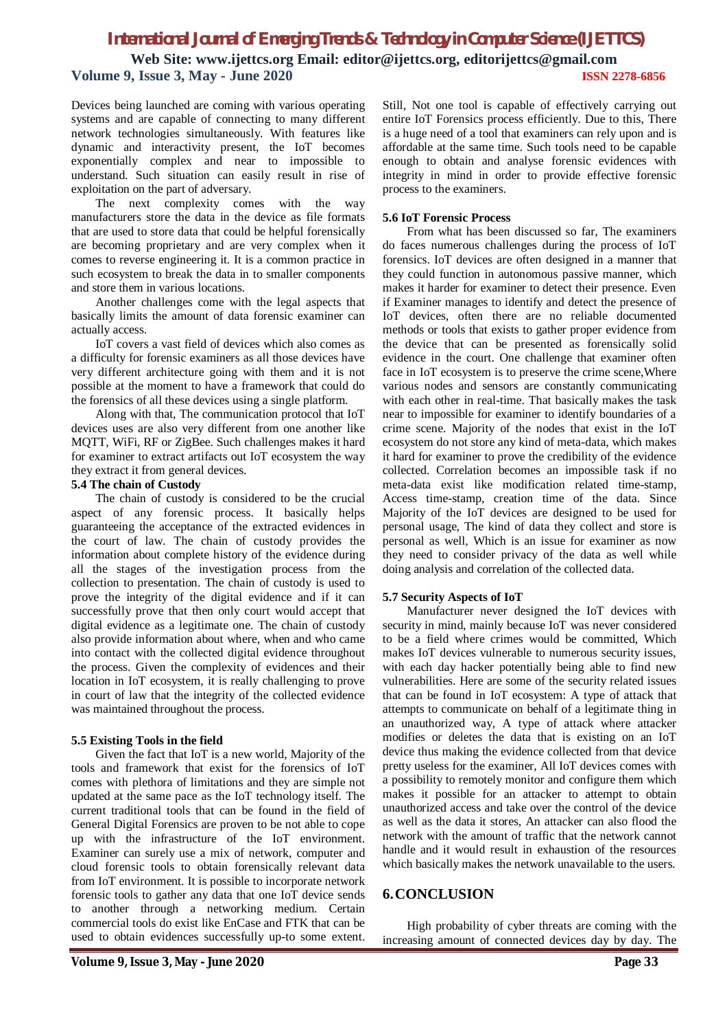Devices being launched are coming with various operating systems and are capable of connecting to many different network technologies simultaneously. With features like dynamic and interactivity present, the IoT becomes exponentially complex and near to impossible to understand. Such situation can easily result in rise of exploitation on the part of adversary.

The next complexity comes with the way manufacturers store the data in the device as file formats that are used to store data that could be helpful forensically are becoming proprietary and are very complex when it comes to reverse engineering it. It is a common practice in such ecosystem to break the data in to smaller components and store them in various locations.

Another challenges come with the legal aspects that basically limits the amount of data forensic examiner can actually access.

IoT covers a vast field of devices which also comes as a difficulty for forensic examiners as all those devices have very different architecture going with them and it is not possible at the moment to have a framework that could do the forensics of all these devices using a single platform.

Along with that, The communication protocol that IoT devices uses are also very different from one another like MQTT, WiFi, RF or ZigBee. Such challenges makes it hard for examiner to extract artifacts out IoT ecosystem the way they extract it from general devices.

### 5.4 The chain of Custody

The chain of custody is considered to be the crucial aspect of any forensic process. It basically helps guaranteeing the acceptance of the extracted evidences in the court of law. The chain of custody provides the information about complete history of the evidence during all the stages of the investigation process from the collection to presentation. The chain of custody is used to prove the integrity of the digital evidence and if it can successfully prove that then only court would accept that digital evidence as a legitimate one. The chain of custody also provide information about where, when and who came into contact with the collected digital evidence throughout the process. Given the complexity of evidences and their location in IoT ecosystem, it is really challenging to prove in court of law that the integrity of the collected evidence was maintained throughout the process.

### 5.5 Existing Tools in the field

Given the fact that IoT is a new world, Majority of the tools and framework that exist for the forensics of IoT comes with plethora of limitations and they are simple not updated at the same pace as the IoT technology itself. The current traditional tools that can be found in the field of General Digital Forensics are proven to be not able to cope up with the infrastructure of the IoT environment. Examiner can surely use a mix of network, computer and cloud forensic tools to obtain forensically relevant data from IoT environment. It is possible to incorporate network forensic tools to gather any data that one IoT device sends to another through a networking medium. Certain commercial tools do exist like EnCase and FTK that can be used to obtain evidences successfully up-to some extent. Still, Not one tool is capable of effectively carrying out entire IoT Forensics process efficiently. Due to this, There is a huge need of a tool that examiners can rely upon and is affordable at the same time. Such tools need to be capable enough to obtain and analyse forensic evidences with integrity in mind in order to provide effective forensic process to the examiners.

### 5.6 IoT Forensic Process

From what has been discussed so far, The examiners do faces numerous challenges during the process of IoT forensics. IoT devices are often designed in a manner that they could function in autonomous passive manner, which makes it harder for examiner to detect their presence. Even if Examiner manages to identify and detect the presence of IoT devices, often there are no reliable documented methods or tools that exists to gather proper evidence from the device that can be presented as forensically solid evidence in the court. One challenge that examiner often face in IoT ecosystem is to preserve the crime scene,Where various nodes and sensors are constantly communicating with each other in real-time. That basically makes the task near to impossible for examiner to identify boundaries of a crime scene. Majority of the nodes that exist in the IoT ecosystem do not store any kind of meta-data, which makes it hard for examiner to prove the credibility of the evidence collected. Correlation becomes an impossible task if no meta-data exist like modification related time-stamp, Access time-stamp, creation time of the data. Since Majority of the IoT devices are designed to be used for personal usage, The kind of data they collect and store is personal as well, Which is an issue for examiner as now they need to consider privacy of the data as well while doing analysis and correlation of the collected data.

### 5.7 Security Aspects of IoT

Manufacturer never designed the IoT devices with security in mind, mainly because IoT was never considered to be a field where crimes would be committed, Which makes IoT devices vulnerable to numerous security issues, with each day hacker potentially being able to find new vulnerabilities. Here are some of the security related issues that can be found in IoT ecosystem: A type of attack that attempts to communicate on behalf of a legitimate thing in an unauthorized way, A type of attack where attacker modifies or deletes the data that is existing on an IoT device thus making the evidence collected from that device pretty useless for the examiner, All IoT devices comes with a possibility to remotely monitor and configure them which makes it possible for an attacker to attempt to obtain unauthorized access and take over the control of the device as well as the data it stores, An attacker can also flood the network with the amount of traffic that the network cannot handle and it would result in exhaustion of the resources which basically makes the network unavailable to the users.

## 6. CONCLUSION

High probability of cyber threats are coming with the increasing amount of connected devices day by day. The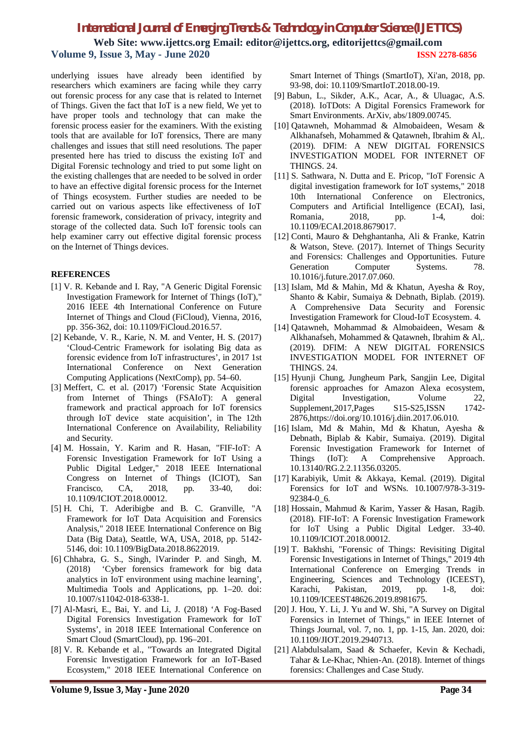underlying issues have already been identified by researchers which examiners are facing while they carry out forensic process for any case that is related to Internet of Things. Given the fact that IoT is a new field, We yet to have proper tools and technology that can make the forensic process easier for the examiners. With the existing tools that are available for IoT forensics, There are many challenges and issues that still need resolutions. The paper presented here has tried to discuss the existing IoT and Digital Forensic technology and tried to put some light on the existing challenges that are needed to be solved in order to have an effective digital forensic process for the Internet of Things ecosystem. Further studies are needed to be carried out on various aspects like effectiveness of IoT forensic framework, consideration of privacy, integrity and storage of the collected data. Such IoT forensic tools can help examiner carry out effective digital forensic process on the Internet of Things devices.

**REFERENCES**

[1] V. R. Kebande and I. Ray, "A Generic Digital Forensic Investigation Framework for Internet of Things (IoT)," 2016 IEEE 4th International Conference on Future Internet of Things and Cloud (FiCloud), Vienna, 2016, pp. 356-362, doi: 10.1109/FiCloud.2016.57.

[2] Kebande, V. R., Karie, N. M. and Venter, H. S. (2017) 'Cloud-Centric Framework for isolating Big data as forensic evidence from IoT infrastructures', in 2017 1st International Conference on Next Generation Computing Applications (NextComp), pp. 54–60.

[3] Meffert, C. et al. (2017) 'Forensic State Acquisition from Internet of Things (FSAIoT): A general framework and practical approach for IoT forensics through IoT device state acquisition', in The 12th International Conference on Availability, Reliability and Security.

[4] M. Hossain, Y. Karim and R. Hasan, "FIF-IoT: A Forensic Investigation Framework for IoT Using a Public Digital Ledger," 2018 IEEE International Congress on Internet of Things (ICIOT), San Francisco, CA, 2018, pp. 33-40, doi: 10.1109/ICIOT.2018.00012.

[5] H. Chi, T. Aderibigbe and B. C. Granville, "A Framework for IoT Data Acquisition and Forensics Analysis," 2018 IEEE International Conference on Big Data (Big Data), Seattle, WA, USA, 2018, pp. 5142-5146, doi: 10.1109/BigData.2018.8622019.

[6] Chhabra, G. S., Singh, lVarinder P. and Singh, M. (2018) 'Cyber forensics framework for big data analytics in IoT environment using machine learning', Multimedia Tools and Applications, pp. 1–20. doi: 10.1007/s11042-018-6338-1.

[7] Al-Masri, E., Bai, Y. and Li, J. (2018) 'A Fog-Based Digital Forensics Investigation Framework for IoT Systems', in 2018 IEEE International Conference on Smart Cloud (SmartCloud), pp. 196–201.

[8] V. R. Kebande et al., "Towards an Integrated Digital Forensic Investigation Framework for an IoT-Based Ecosystem," 2018 IEEE International Conference on Smart Internet of Things (SmartIoT), Xi'an, 2018, pp. 93-98, doi: 10.1109/SmartIoT.2018.00-19.

[9] Babun, L., Sikder, A.K., Acar, A., & Uluagac, A.S. (2018). IoTDots: A Digital Forensics Framework for Smart Environments. ArXiv, abs/1809.00745.

[10] Qatawneh, Mohammad & Almobaideen, Wesam & Alkhanafseh, Mohammed & Qatawneh, Ibrahim & Al,. (2019). DFIM: A NEW DIGITAL FORENSICS INVESTIGATION MODEL FOR INTERNET OF THINGS. 24.

[11] S. Sathwara, N. Dutta and E. Pricop, "IoT Forensic A digital investigation framework for IoT systems," 2018 10th International Conference on Electronics, Computers and Artificial Intelligence (ECAI), Iasi, Romania, 2018, pp. 1-4, doi: 10.1109/ECAI.2018.8679017.

[12] Conti, Mauro & Dehghantanha, Ali & Franke, Katrin & Watson, Steve. (2017). Internet of Things Security and Forensics: Challenges and Opportunities. Future Generation Computer Systems. 78. 10.1016/j.future.2017.07.060.

[13] Islam, Md & Mahin, Md & Khatun, Ayesha & Roy, Shanto & Kabir, Sumaiya & Debnath, Biplab. (2019). A Comprehensive Data Security and Forensic Investigation Framework for Cloud-IoT Ecosystem. 4.

[14] Qatawneh, Mohammad & Almobaideen, Wesam & Alkhanafseh, Mohammed & Qatawneh, Ibrahim & Al,. (2019). DFIM: A NEW DIGITAL FORENSICS INVESTIGATION MODEL FOR INTERNET OF THINGS. 24.

[15] Hyunji Chung, Jungheum Park, Sangjin Lee, Digital forensic approaches for Amazon Alexa ecosystem, Digital Investigation, Volume 22, Supplement,2017,Pages S15-S25,ISSN 1742-2876,https://doi.org/10.1016/j.diin.2017.06.010.

[16] Islam, Md & Mahin, Md & Khatun, Ayesha & Debnath, Biplab & Kabir, Sumaiya. (2019). Digital Forensic Investigation Framework for Internet of Things (IoT): A Comprehensive Approach. 10.13140/RG.2.2.11356.03205.

[17] Karabiyik, Umit & Akkaya, Kemal. (2019). Digital Forensics for IoT and WSNs. 10.1007/978-3-319-92384-0_6.

[18] Hossain, Mahmud & Karim, Yasser & Hasan, Ragib. (2018). FIF-IoT: A Forensic Investigation Framework for IoT Using a Public Digital Ledger. 33-40. 10.1109/ICIOT.2018.00012.

[19] T. Bakhshi, "Forensic of Things: Revisiting Digital Forensic Investigations in Internet of Things," 2019 4th International Conference on Emerging Trends in Engineering, Sciences and Technology (ICEEST), Karachi, Pakistan, 2019, pp. 1-8, doi: 10.1109/ICEEST48626.2019.8981675.

[20] J. Hou, Y. Li, J. Yu and W. Shi, "A Survey on Digital Forensics in Internet of Things," in IEEE Internet of Things Journal, vol. 7, no. 1, pp. 1-15, Jan. 2020, doi: 10.1109/JIOT.2019.2940713.

[21] Alabdulsalam, Saad & Schaefer, Kevin & Kechadi, Tahar & Le-Khac, Nhien-An. (2018). Internet of things forensics: Challenges and Case Study.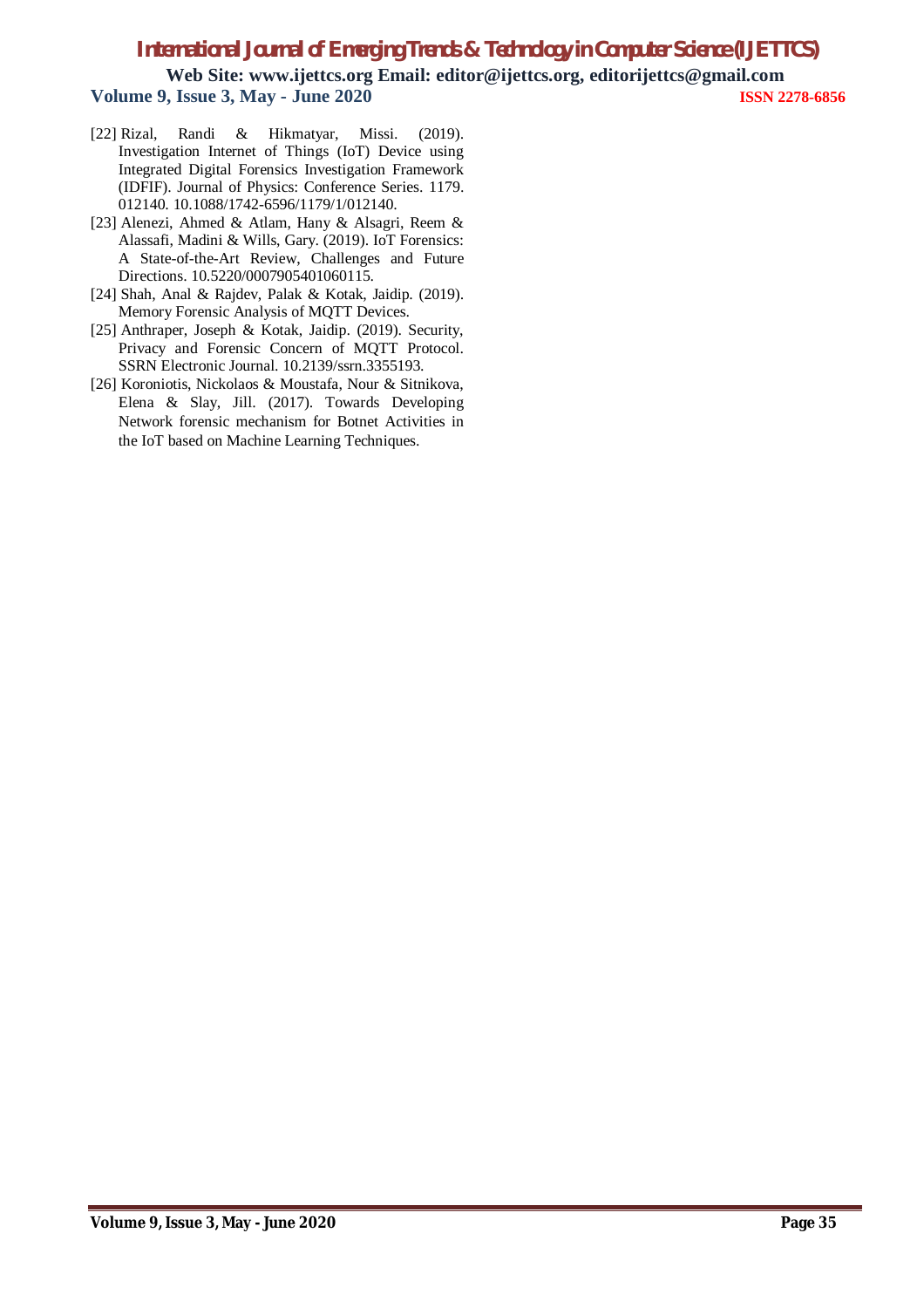[22] Rizal, Randi & Hikmatyar, Missi. (2019). Investigation Internet of Things (IoT) Device using Integrated Digital Forensics Investigation Framework (IDFIF). Journal of Physics: Conference Series. 1179. 012140. 10.1088/1742-6596/1179/1/012140.

[23] Alenezi, Ahmed & Atlam, Hany & Alsagri, Reem & Alassafi, Madini & Wills, Gary. (2019). IoT Forensics: A State-of-the-Art Review, Challenges and Future Directions. 10.5220/0007905401060115.

[24] Shah, Anal & Rajdev, Palak & Kotak, Jaidip. (2019). Memory Forensic Analysis of MQTT Devices.

[25] Anthraper, Joseph & Kotak, Jaidip. (2019). Security, Privacy and Forensic Concern of MQTT Protocol. SSRN Electronic Journal. 10.2139/ssrn.3355193.

[26] Koroniotis, Nickolaos & Moustafa, Nour & Sitnikova, Elena & Slay, Jill. (2017). Towards Developing Network forensic mechanism for Botnet Activities in the IoT based on Machine Learning Techniques.